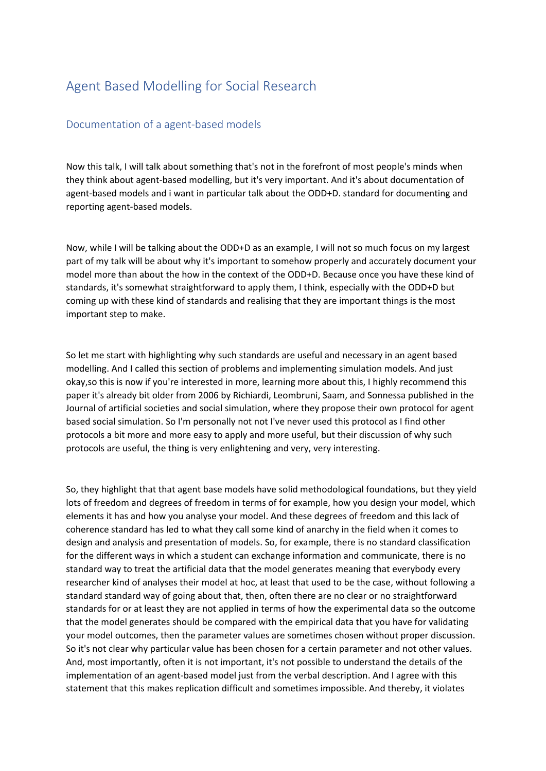# Agent Based Modelling for Social Research

## Documentation of a agent-based models

Now this talk, I will talk about something that's not in the forefront of most people's minds when they think about agent-based modelling, but it's very important. And it's about documentation of agent-based models and i want in particular talk about the ODD+D. standard for documenting and reporting agent-based models.

Now, while I will be talking about the ODD+D as an example, I will not so much focus on my largest part of my talk will be about why it's important to somehow properly and accurately document your model more than about the how in the context of the ODD+D. Because once you have these kind of standards, it's somewhat straightforward to apply them, I think, especially with the ODD+D but coming up with these kind of standards and realising that they are important things is the most important step to make.

So let me start with highlighting why such standards are useful and necessary in an agent based modelling. And I called this section of problems and implementing simulation models. And just okay,so this is now if you're interested in more, learning more about this, I highly recommend this paper it's already bit older from 2006 by Richiardi, Leombruni, Saam, and Sonnessa published in the Journal of artificial societies and social simulation, where they propose their own protocol for agent based social simulation. So I'm personally not not I've never used this protocol as I find other protocols a bit more and more easy to apply and more useful, but their discussion of why such protocols are useful, the thing is very enlightening and very, very interesting.

So, they highlight that that agent base models have solid methodological foundations, but they yield lots of freedom and degrees of freedom in terms of for example, how you design your model, which elements it has and how you analyse your model. And these degrees of freedom and this lack of coherence standard has led to what they call some kind of anarchy in the field when it comes to design and analysis and presentation of models. So, for example, there is no standard classification for the different ways in which a student can exchange information and communicate, there is no standard way to treat the artificial data that the model generates meaning that everybody every researcher kind of analyses their model at hoc, at least that used to be the case, without following a standard standard way of going about that, then, often there are no clear or no straightforward standards for or at least they are not applied in terms of how the experimental data so the outcome that the model generates should be compared with the empirical data that you have for validating your model outcomes, then the parameter values are sometimes chosen without proper discussion. So it's not clear why particular value has been chosen for a certain parameter and not other values. And, most importantly, often it is not important, it's not possible to understand the details of the implementation of an agent-based model just from the verbal description. And I agree with this statement that this makes replication difficult and sometimes impossible. And thereby, it violates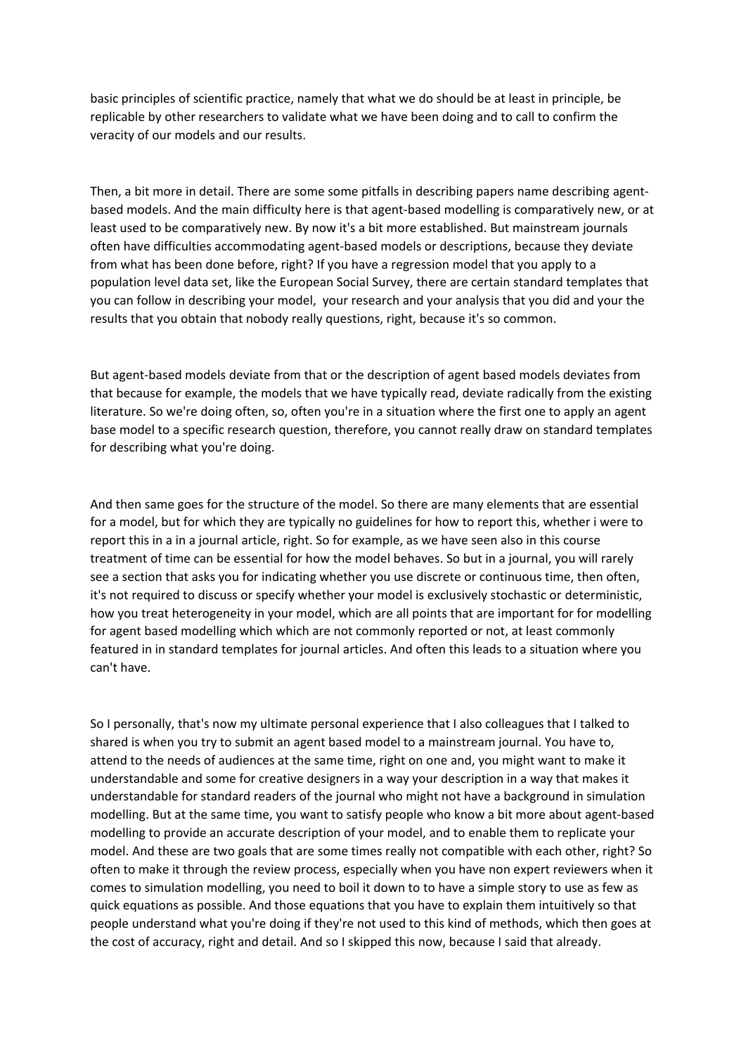basic principles of scientific practice, namely that what we do should be at least in principle, be replicable by other researchers to validate what we have been doing and to call to confirm the veracity of our models and our results.

Then, a bit more in detail. There are some some pitfalls in describing papers name describing agent-based models. And the main difficulty here is that agent-based modelling is comparatively new, or at least used to be comparatively new. By now it's a bit more established. But mainstream journals often have difficulties accommodating agent-based models or descriptions, because they deviate from what has been done before, right? If you have a regression model that you apply to a population level data set, like the European Social Survey, there are certain standard templates that you can follow in describing your model, your research and your analysis that you did and your the results that you obtain that nobody really questions, right, because it's so common.

But agent-based models deviate from that or the description of agent based models deviates from that because for example, the models that we have typically read, deviate radically from the existing literature. So we're doing often, so, often you're in a situation where the first one to apply an agent base model to a specific research question, therefore, you cannot really draw on standard templates for describing what you're doing.

And then same goes for the structure of the model. So there are many elements that are essential for a model, but for which they are typically no guidelines for how to report this, whether i were to report this in a in a journal article, right. So for example, as we have seen also in this course treatment of time can be essential for how the model behaves. So but in a journal, you will rarely see a section that asks you for indicating whether you use discrete or continuous time, then often, it's not required to discuss or specify whether your model is exclusively stochastic or deterministic, how you treat heterogeneity in your model, which are all points that are important for for modelling for agent based modelling which which are not commonly reported or not, at least commonly featured in in standard templates for journal articles. And often this leads to a situation where you can't have.

So I personally, that's now my ultimate personal experience that I also colleagues that I talked to shared is when you try to submit an agent based model to a mainstream journal. You have to, attend to the needs of audiences at the same time, right on one and, you might want to make it understandable and some for creative designers in a way your description in a way that makes it understandable for standard readers of the journal who might not have a background in simulation modelling. But at the same time, you want to satisfy people who know a bit more about agent-based modelling to provide an accurate description of your model, and to enable them to replicate your model. And these are two goals that are some times really not compatible with each other, right? So often to make it through the review process, especially when you have non expert reviewers when it comes to simulation modelling, you need to boil it down to to have a simple story to use as few as quick equations as possible. And those equations that you have to explain them intuitively so that people understand what you're doing if they're not used to this kind of methods, which then goes at the cost of accuracy, right and detail. And so I skipped this now, because I said that already.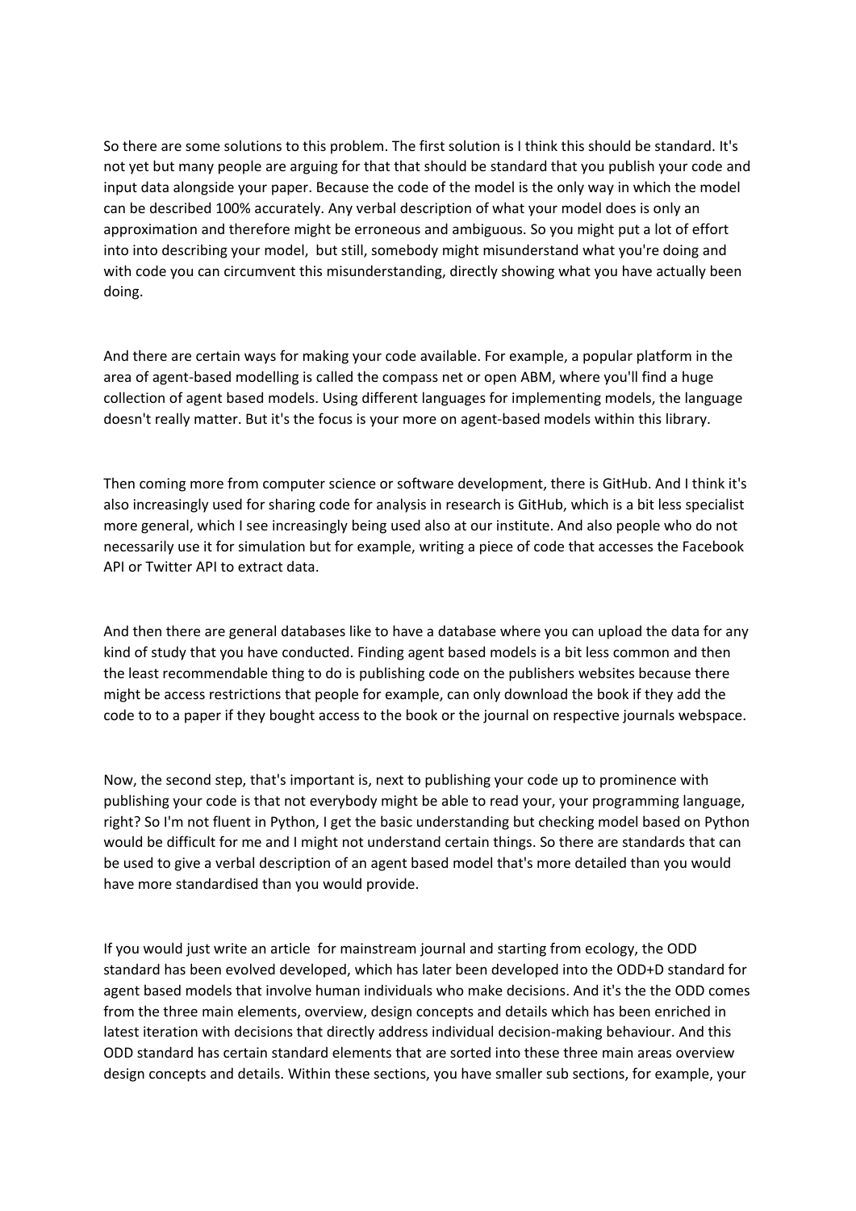So there are some solutions to this problem. The first solution is I think this should be standard. It's not yet but many people are arguing for that that should be standard that you publish your code and input data alongside your paper. Because the code of the model is the only way in which the model can be described 100% accurately. Any verbal description of what your model does is only an approximation and therefore might be erroneous and ambiguous. So you might put a lot of effort into into describing your model, but still, somebody might misunderstand what you're doing and with code you can circumvent this misunderstanding, directly showing what you have actually been doing.

And there are certain ways for making your code available. For example, a popular platform in the area of agent-based modelling is called the compass net or open ABM, where you'll find a huge collection of agent based models. Using different languages for implementing models, the language doesn't really matter. But it's the focus is your more on agent-based models within this library.

Then coming more from computer science or software development, there is GitHub. And I think it's also increasingly used for sharing code for analysis in research is GitHub, which is a bit less specialist more general, which I see increasingly being used also at our institute. And also people who do not necessarily use it for simulation but for example, writing a piece of code that accesses the Facebook API or Twitter API to extract data.

And then there are general databases like to have a database where you can upload the data for any kind of study that you have conducted. Finding agent based models is a bit less common and then the least recommendable thing to do is publishing code on the publishers websites because there might be access restrictions that people for example, can only download the book if they add the code to to a paper if they bought access to the book or the journal on respective journals webspace.

Now, the second step, that's important is, next to publishing your code up to prominence with publishing your code is that not everybody might be able to read your, your programming language, right? So I'm not fluent in Python, I get the basic understanding but checking model based on Python would be difficult for me and I might not understand certain things. So there are standards that can be used to give a verbal description of an agent based model that's more detailed than you would have more standardised than you would provide.

If you would just write an article for mainstream journal and starting from ecology, the ODD standard has been evolved developed, which has later been developed into the ODD+D standard for agent based models that involve human individuals who make decisions. And it's the the ODD comes from the three main elements, overview, design concepts and details which has been enriched in latest iteration with decisions that directly address individual decision-making behaviour. And this ODD standard has certain standard elements that are sorted into these three main areas overview design concepts and details. Within these sections, you have smaller sub sections, for example, your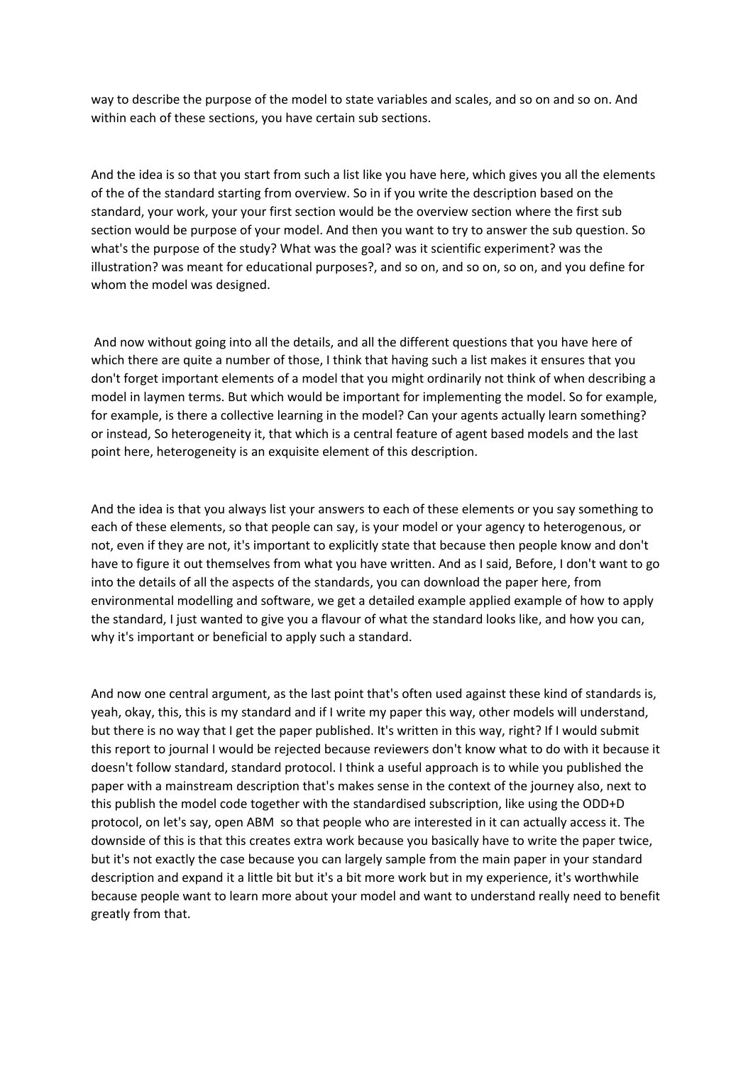way to describe the purpose of the model to state variables and scales, and so on and so on. And within each of these sections, you have certain sub sections.

And the idea is so that you start from such a list like you have here, which gives you all the elements of the of the standard starting from overview. So in if you write the description based on the standard, your work, your your first section would be the overview section where the first sub section would be purpose of your model. And then you want to try to answer the sub question. So what's the purpose of the study? What was the goal? was it scientific experiment? was the illustration? was meant for educational purposes?, and so on, and so on, so on, and you define for whom the model was designed.

And now without going into all the details, and all the different questions that you have here of which there are quite a number of those, I think that having such a list makes it ensures that you don't forget important elements of a model that you might ordinarily not think of when describing a model in laymen terms. But which would be important for implementing the model. So for example, for example, is there a collective learning in the model? Can your agents actually learn something? or instead, So heterogeneity it, that which is a central feature of agent based models and the last point here, heterogeneity is an exquisite element of this description.

And the idea is that you always list your answers to each of these elements or you say something to each of these elements, so that people can say, is your model or your agency to heterogenous, or not, even if they are not, it's important to explicitly state that because then people know and don't have to figure it out themselves from what you have written. And as I said, Before, I don't want to go into the details of all the aspects of the standards, you can download the paper here, from environmental modelling and software, we get a detailed example applied example of how to apply the standard, I just wanted to give you a flavour of what the standard looks like, and how you can, why it's important or beneficial to apply such a standard.

And now one central argument, as the last point that's often used against these kind of standards is, yeah, okay, this, this is my standard and if I write my paper this way, other models will understand, but there is no way that I get the paper published. It's written in this way, right? If I would submit this report to journal I would be rejected because reviewers don't know what to do with it because it doesn't follow standard, standard protocol. I think a useful approach is to while you published the paper with a mainstream description that's makes sense in the context of the journey also, next to this publish the model code together with the standardised subscription, like using the ODD+D protocol, on let's say, open ABM so that people who are interested in it can actually access it. The downside of this is that this creates extra work because you basically have to write the paper twice, but it's not exactly the case because you can largely sample from the main paper in your standard description and expand it a little bit but it's a bit more work but in my experience, it's worthwhile because people want to learn more about your model and want to understand really need to benefit greatly from that.